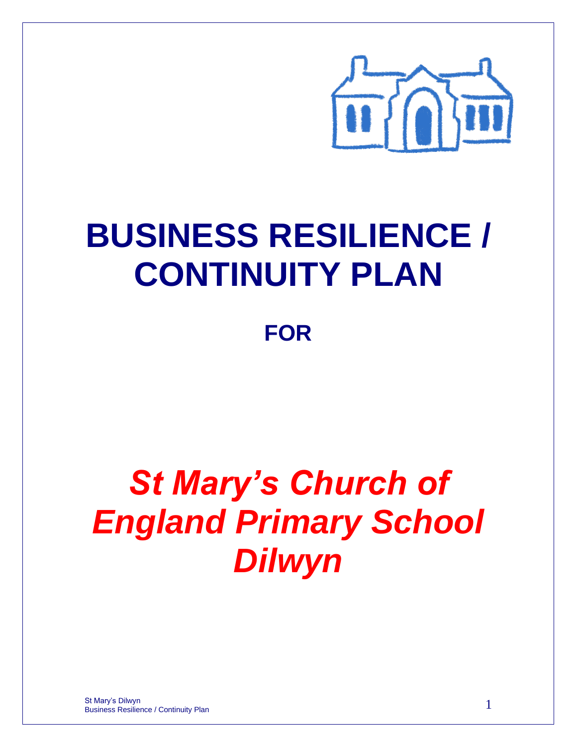# BUSINESS RESILIENCE / CONTINUITY PLAN

## FOR

# *St Mary's Church of England Primary School Dilwyn*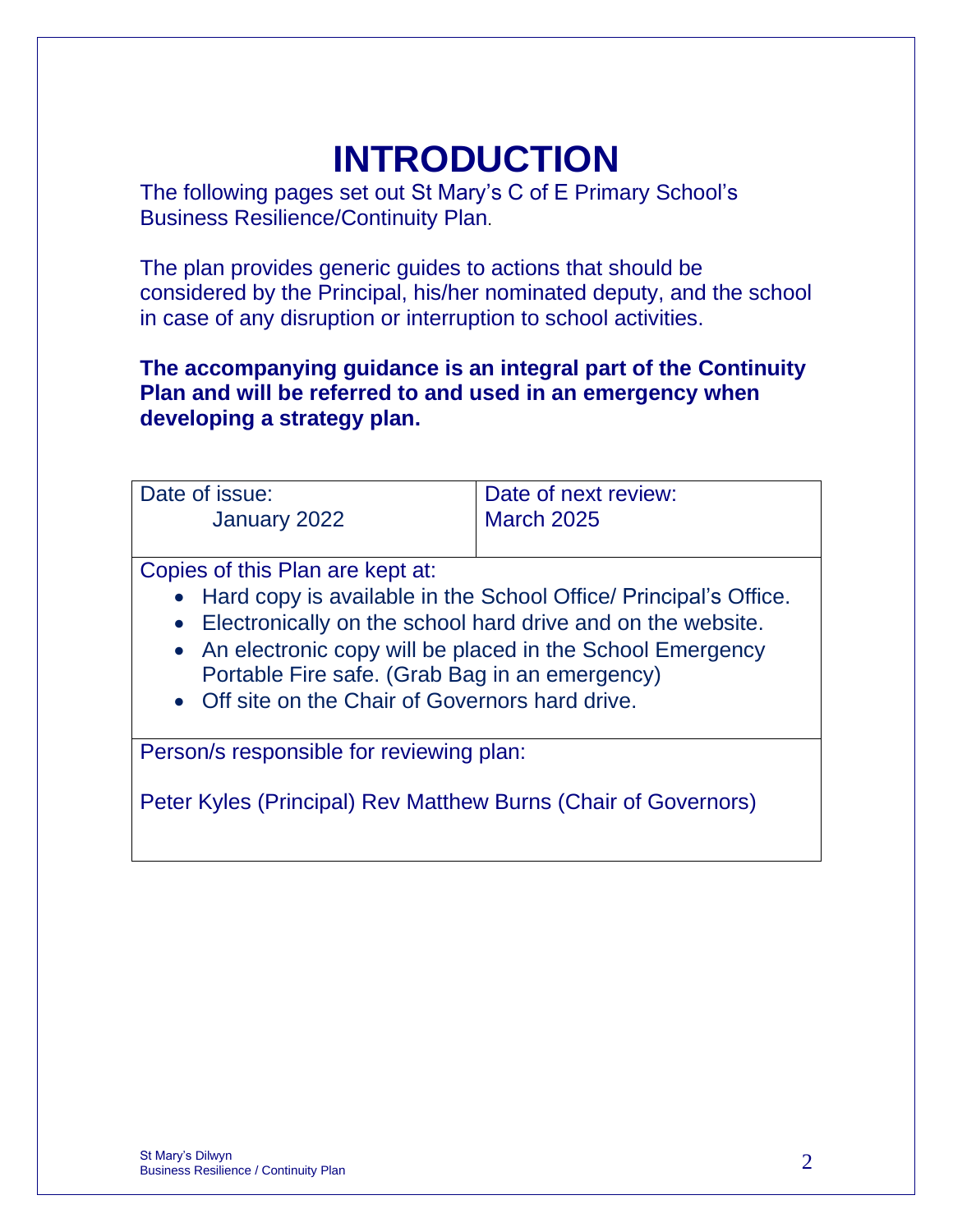# INTRODUCTION

The following pages set out St Mary's C of E Primary School's Business Resilience/Continuity Plan.

The plan provides generic guides to actions that should be considered by the Principal, his/her nominated deputy, and the school in case of any disruption or interruption to school activities.

**The accompanying guidance is an integral part of the Continuity Plan and will be referred to and used in an emergency when developing a strategy plan.**

| Date of issue: January 2022 | Date of next review: March 2025 |
|---|---|

Copies of this Plan are kept at:

- Hard copy is available in the School Office/ Principal's Office.
- Electronically on the school hard drive and on the website.
- An electronic copy will be placed in the School Emergency Portable Fire safe. (Grab Bag in an emergency)
- Off site on the Chair of Governors hard drive.

Person/s responsible for reviewing plan:

Peter Kyles (Principal) Rev Matthew Burns (Chair of Governors)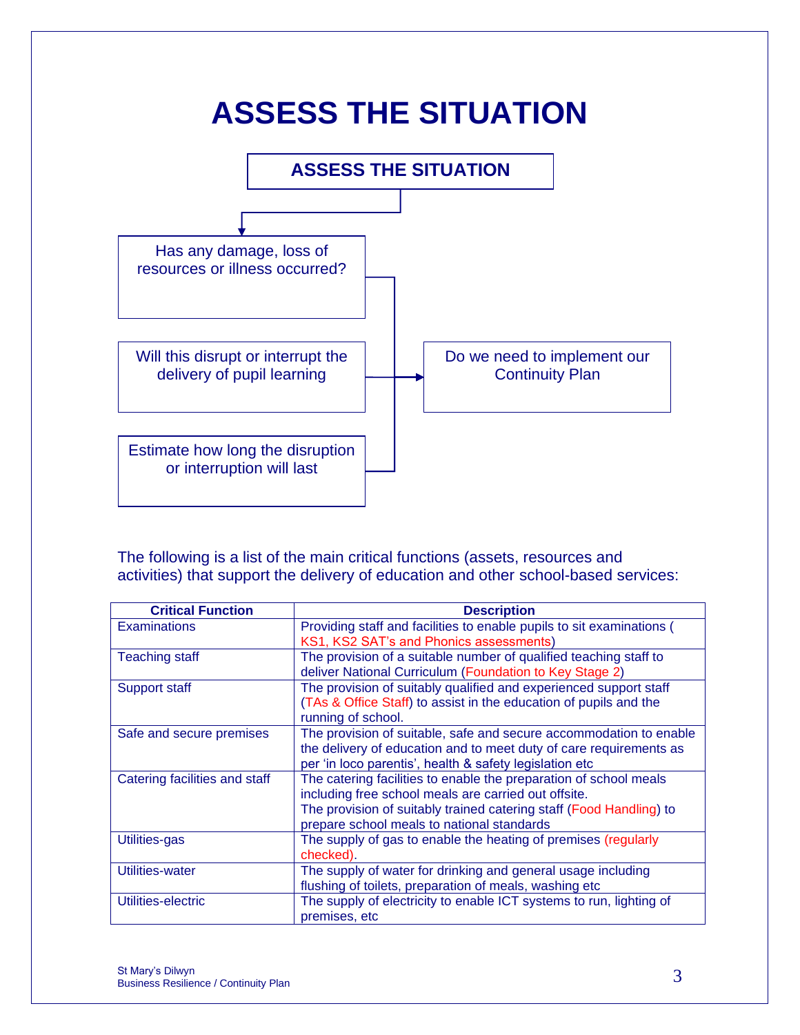# ASSESS THE SITUATION

**ASSESS THE SITUATION**

- Has any damage, loss of resources or illness occurred?
- Will this disrupt or interrupt the delivery of pupil learning
- Estimate how long the disruption or interruption will last

→ Do we need to implement our Continuity Plan

The following is a list of the main critical functions (assets, resources and activities) that support the delivery of education and other school-based services:

| Critical Function | Description |
|---|---|
| Examinations | Providing staff and facilities to enable pupils to sit examinations ( KS1, KS2 SAT's and Phonics assessments) |
| Teaching staff | The provision of a suitable number of qualified teaching staff to deliver National Curriculum (Foundation to Key Stage 2) |
| Support staff | The provision of suitably qualified and experienced support staff (TAs & Office Staff) to assist in the education of pupils and the running of school. |
| Safe and secure premises | The provision of suitable, safe and secure accommodation to enable the delivery of education and to meet duty of care requirements as per 'in loco parentis', health & safety legislation etc |
| Catering facilities and staff | The catering facilities to enable the preparation of school meals including free school meals are carried out offsite.<br>The provision of suitably trained catering staff (Food Handling) to prepare school meals to national standards |
| Utilities-gas | The supply of gas to enable the heating of premises (regularly checked). |
| Utilities-water | The supply of water for drinking and general usage including flushing of toilets, preparation of meals, washing etc |
| Utilities-electric | The supply of electricity to enable ICT systems to run, lighting of premises, etc |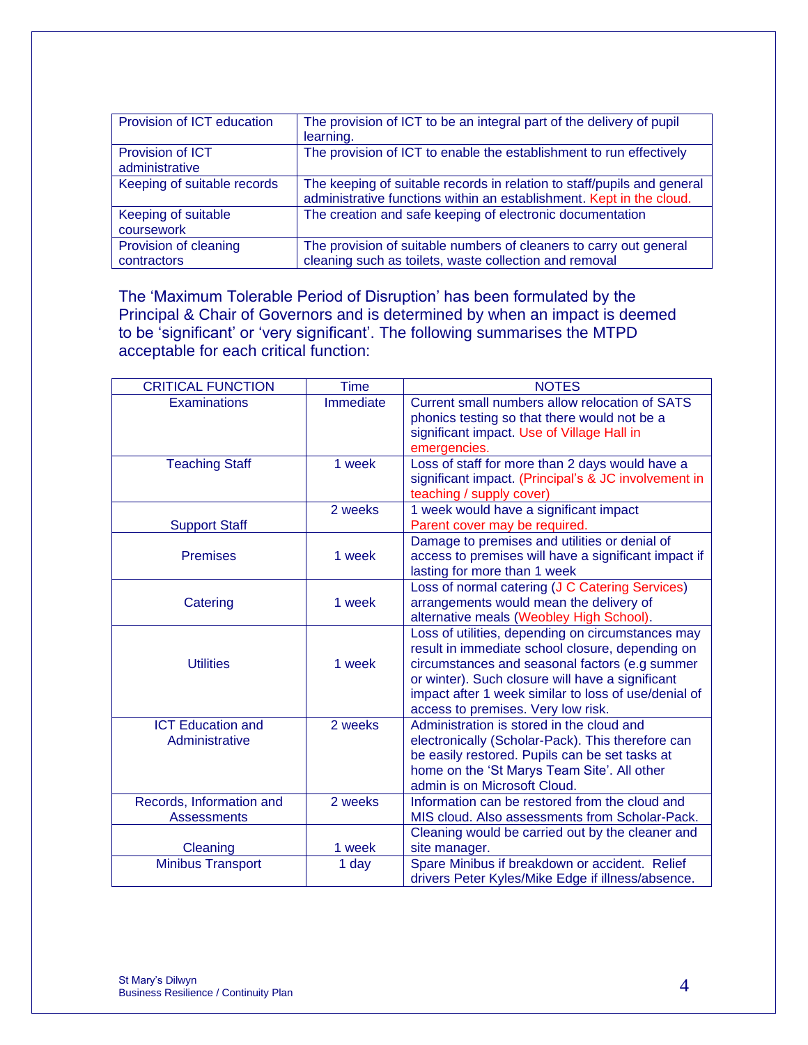| Provision of ICT education | The provision of ICT to be an integral part of the delivery of pupil learning. |
|---|---|
| Provision of ICT administrative | The provision of ICT to enable the establishment to run effectively |
| Keeping of suitable records | The keeping of suitable records in relation to staff/pupils and general administrative functions within an establishment. Kept in the cloud. |
| Keeping of suitable coursework | The creation and safe keeping of electronic documentation |
| Provision of cleaning contractors | The provision of suitable numbers of cleaners to carry out general cleaning such as toilets, waste collection and removal |

The 'Maximum Tolerable Period of Disruption' has been formulated by the Principal & Chair of Governors and is determined by when an impact is deemed to be 'significant' or 'very significant'. The following summarises the MTPD acceptable for each critical function:

| CRITICAL FUNCTION | Time | NOTES |
|---|---|---|
| Examinations | Immediate | Current small numbers allow relocation of SATS phonics testing so that there would not be a significant impact. Use of Village Hall in emergencies. |
| Teaching Staff | 1 week | Loss of staff for more than 2 days would have a significant impact. (Principal's & JC involvement in teaching / supply cover) |
| Support Staff | 2 weeks | 1 week would have a significant impact<br>Parent cover may be required. |
| Premises | 1 week | Damage to premises and utilities or denial of access to premises will have a significant impact if lasting for more than 1 week |
| Catering | 1 week | Loss of normal catering (J C Catering Services) arrangements would mean the delivery of alternative meals (Weobley High School). |
| Utilities | 1 week | Loss of utilities, depending on circumstances may result in immediate school closure, depending on circumstances and seasonal factors (e.g summer or winter). Such closure will have a significant impact after 1 week similar to loss of use/denial of access to premises. Very low risk. |
| ICT Education and Administrative | 2 weeks | Administration is stored in the cloud and electronically (Scholar-Pack). This therefore can be easily restored. Pupils can be set tasks at home on the 'St Marys Team Site'. All other admin is on Microsoft Cloud. |
| Records, Information and Assessments | 2 weeks | Information can be restored from the cloud and MIS cloud. Also assessments from Scholar-Pack. |
| Cleaning | 1 week | Cleaning would be carried out by the cleaner and site manager. |
| Minibus Transport | 1 day | Spare Minibus if breakdown or accident. Relief drivers Peter Kyles/Mike Edge if illness/absence. |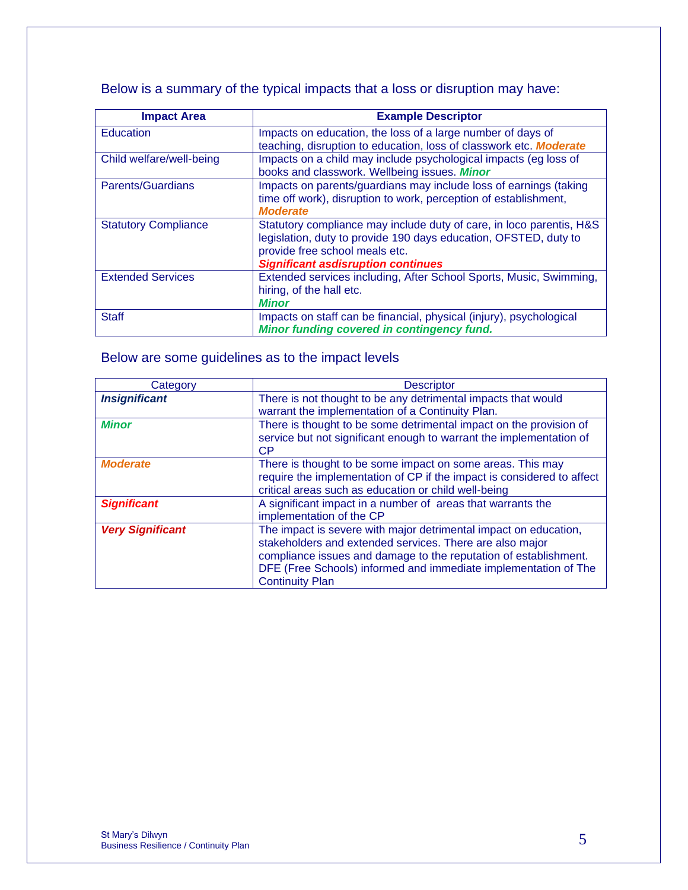Below is a summary of the typical impacts that a loss or disruption may have:

| **Impact Area** | **Example Descriptor** |
|---|---|
| Education | Impacts on education, the loss of a large number of days of teaching, disruption to education, loss of classwork etc. ***Moderate*** |
| Child welfare/well-being | Impacts on a child may include psychological impacts (eg loss of books and classwork. Wellbeing issues. ***Minor*** |
| Parents/Guardians | Impacts on parents/guardians may include loss of earnings (taking time off work), disruption to work, perception of establishment, ***Moderate*** |
| Statutory Compliance | Statutory compliance may include duty of care, in loco parentis, H&S legislation, duty to provide 190 days education, OFSTED, duty to provide free school meals etc. ***Significant asdisruption continues*** |
| Extended Services | Extended services including, After School Sports, Music, Swimming, hiring, of the hall etc. ***Minor*** |
| Staff | Impacts on staff can be financial, physical (injury), psychological ***Minor funding covered in contingency fund.*** |

Below are some guidelines as to the impact levels

| Category | Descriptor |
|---|---|
| ***Insignificant*** | There is not thought to be any detrimental impacts that would warrant the implementation of a Continuity Plan. |
| ***Minor*** | There is thought to be some detrimental impact on the provision of service but not significant enough to warrant the implementation of CP |
| ***Moderate*** | There is thought to be some impact on some areas. This may require the implementation of CP if the impact is considered to affect critical areas such as education or child well-being |
| ***Significant*** | A significant impact in a number of areas that warrants the implementation of the CP |
| ***Very Significant*** | The impact is severe with major detrimental impact on education, stakeholders and extended services. There are also major compliance issues and damage to the reputation of establishment. DFE (Free Schools) informed and immediate implementation of The Continuity Plan |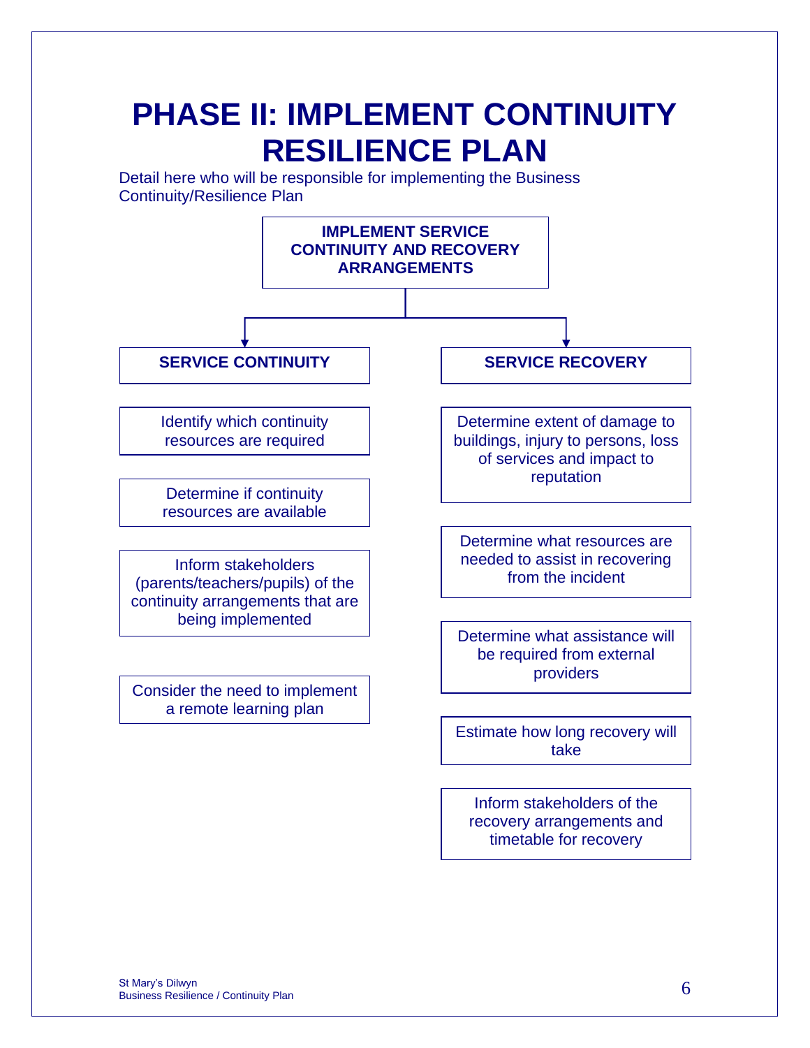# PHASE II: IMPLEMENT CONTINUITY RESILIENCE PLAN

Detail here who will be responsible for implementing the Business Continuity/Resilience Plan

**IMPLEMENT SERVICE CONTINUITY AND RECOVERY ARRANGEMENTS**

**SERVICE CONTINUITY**

- Identify which continuity resources are required
- Determine if continuity resources are available
- Inform stakeholders (parents/teachers/pupils) of the continuity arrangements that are being implemented
- Consider the need to implement a remote learning plan

**SERVICE RECOVERY**

- Determine extent of damage to buildings, injury to persons, loss of services and impact to reputation
- Determine what resources are needed to assist in recovering from the incident
- Determine what assistance will be required from external providers
- Estimate how long recovery will take
- Inform stakeholders of the recovery arrangements and timetable for recovery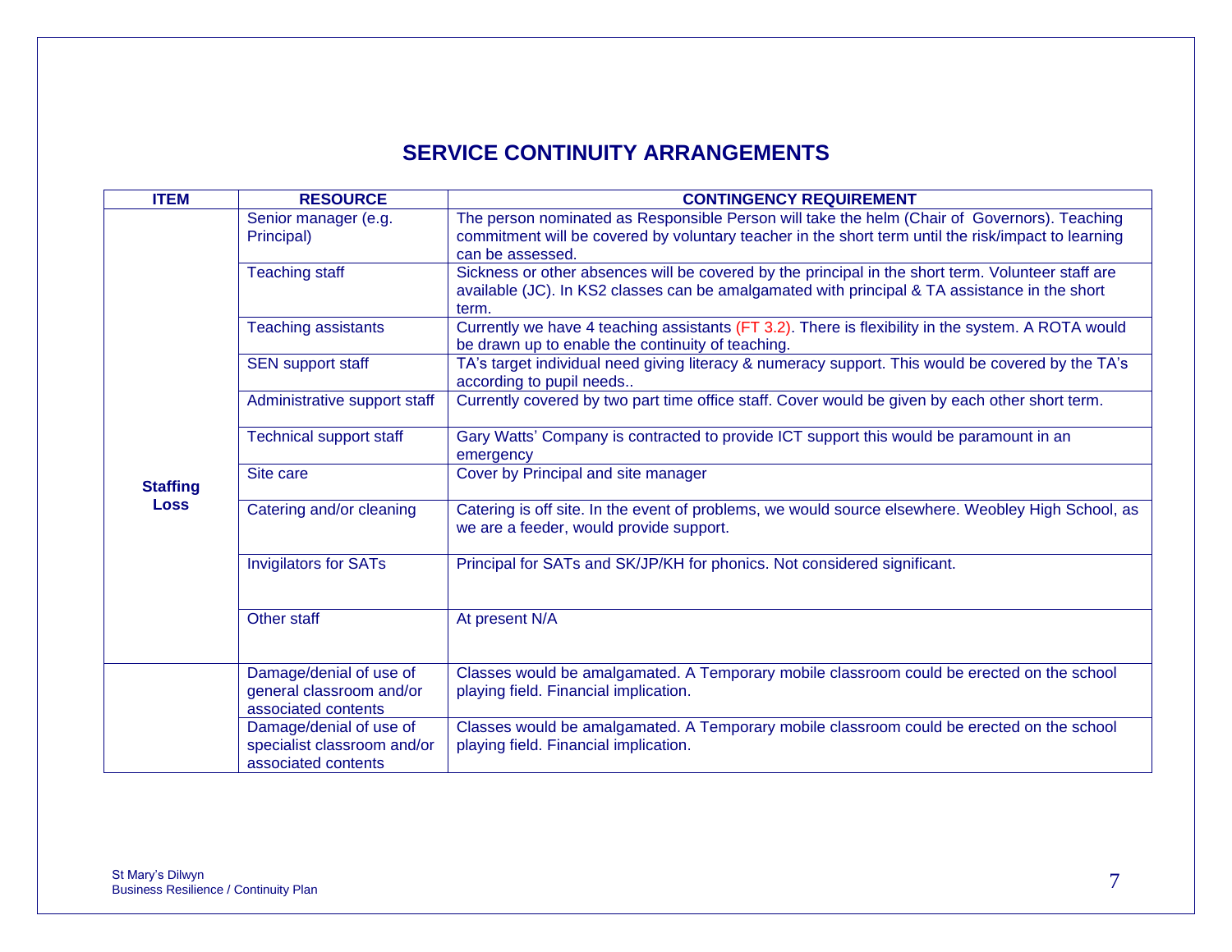## SERVICE CONTINUITY ARRANGEMENTS

| ITEM | RESOURCE | CONTINGENCY REQUIREMENT |
|---|---|---|
| **Staffing Loss** | Senior manager (e.g. Principal) | The person nominated as Responsible Person will take the helm (Chair of Governors). Teaching commitment will be covered by voluntary teacher in the short term until the risk/impact to learning can be assessed. |
| | Teaching staff | Sickness or other absences will be covered by the principal in the short term. Volunteer staff are available (JC). In KS2 classes can be amalgamated with principal & TA assistance in the short term. |
| | Teaching assistants | Currently we have 4 teaching assistants (FT 3.2). There is flexibility in the system. A ROTA would be drawn up to enable the continuity of teaching. |
| | SEN support staff | TA's target individual need giving literacy & numeracy support. This would be covered by the TA's according to pupil needs.. |
| | Administrative support staff | Currently covered by two part time office staff. Cover would be given by each other short term. |
| | Technical support staff | Gary Watts' Company is contracted to provide ICT support this would be paramount in an emergency |
| | Site care | Cover by Principal and site manager |
| | Catering and/or cleaning | Catering is off site. In the event of problems, we would source elsewhere. Weobley High School, as we are a feeder, would provide support. |
| | Invigilators for SATs | Principal for SATs and SK/JP/KH for phonics. Not considered significant. |
| | Other staff | At present N/A |
| | Damage/denial of use of general classroom and/or associated contents | Classes would be amalgamated. A Temporary mobile classroom could be erected on the school playing field. Financial implication. |
| | Damage/denial of use of specialist classroom and/or associated contents | Classes would be amalgamated. A Temporary mobile classroom could be erected on the school playing field. Financial implication. |

St Mary's Dilwyn
Business Resilience / Continuity Plan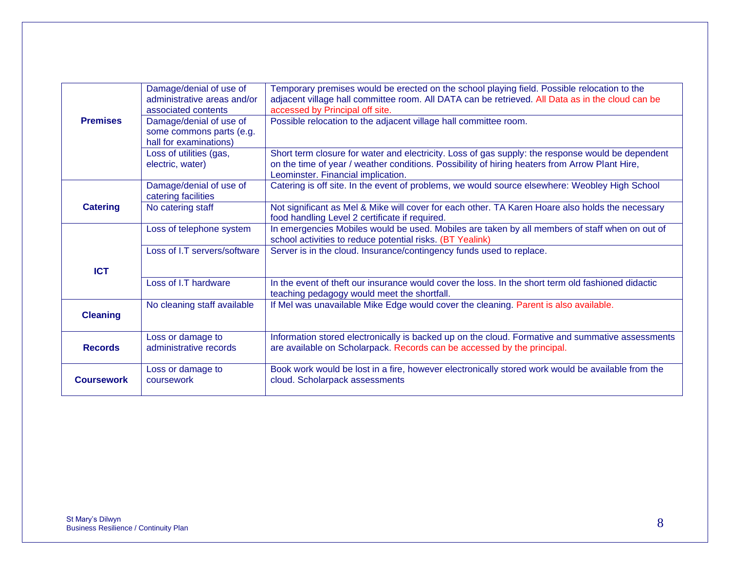| | | |
|---|---|---|
| **Premises** | Damage/denial of use of administrative areas and/or associated contents | Temporary premises would be erected on the school playing field. Possible relocation to the adjacent village hall committee room. All DATA can be retrieved. All Data as in the cloud can be accessed by Principal off site. |
| | Damage/denial of use of some commons parts (e.g. hall for examinations) | Possible relocation to the adjacent village hall committee room. |
| | Loss of utilities (gas, electric, water) | Short term closure for water and electricity. Loss of gas supply: the response would be dependent on the time of year / weather conditions. Possibility of hiring heaters from Arrow Plant Hire, Leominster. Financial implication. |
| **Catering** | Damage/denial of use of catering facilities | Catering is off site. In the event of problems, we would source elsewhere: Weobley High School |
| | No catering staff | Not significant as Mel & Mike will cover for each other. TA Karen Hoare also holds the necessary food handling Level 2 certificate if required. |
| **ICT** | Loss of telephone system | In emergencies Mobiles would be used. Mobiles are taken by all members of staff when on out of school activities to reduce potential risks. (BT Yealink) |
| | Loss of I.T servers/software | Server is in the cloud. Insurance/contingency funds used to replace. |
| | Loss of I.T hardware | In the event of theft our insurance would cover the loss. In the short term old fashioned didactic teaching pedagogy would meet the shortfall. |
| **Cleaning** | No cleaning staff available | If Mel was unavailable Mike Edge would cover the cleaning. Parent is also available. |
| **Records** | Loss or damage to administrative records | Information stored electronically is backed up on the cloud. Formative and summative assessments are available on Scholarpack. Records can be accessed by the principal. |
| **Coursework** | Loss or damage to coursework | Book work would be lost in a fire, however electronically stored work would be available from the cloud. Scholarpack assessments |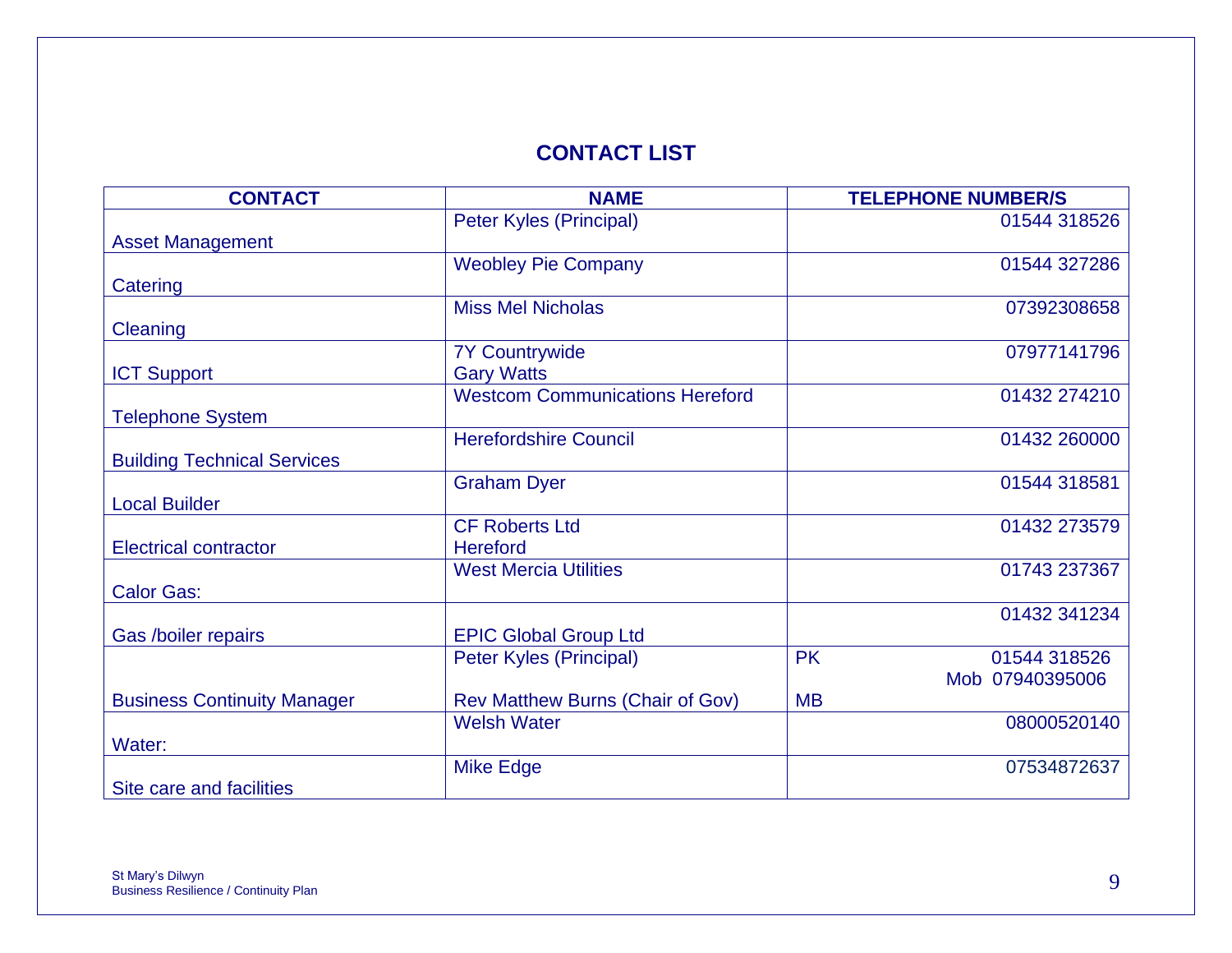## CONTACT LIST

| CONTACT | NAME | TELEPHONE NUMBER/S |
|---|---|---|
| Asset Management | Peter Kyles (Principal) | 01544 318526 |
| Catering | Weobley Pie Company | 01544 327286 |
| Cleaning | Miss Mel Nicholas | 07392308658 |
| ICT Support | 7Y Countrywide<br>Gary Watts | 07977141796 |
| Telephone System | Westcom Communications Hereford | 01432 274210 |
| Building Technical Services | Herefordshire Council | 01432 260000 |
| Local Builder | Graham Dyer | 01544 318581 |
| Electrical contractor | CF Roberts Ltd<br>Hereford | 01432 273579 |
| Calor Gas: | West Mercia Utilities | 01743 237367 |
| Gas /boiler repairs | EPIC Global Group Ltd | 01432 341234 |
| Business Continuity Manager | Peter Kyles (Principal)<br>Rev Matthew Burns (Chair of Gov) | PK 01544 318526<br>Mob 07940395006<br>MB |
| Water: | Welsh Water | 08000520140 |
| Site care and facilities | Mike Edge | 07534872637 |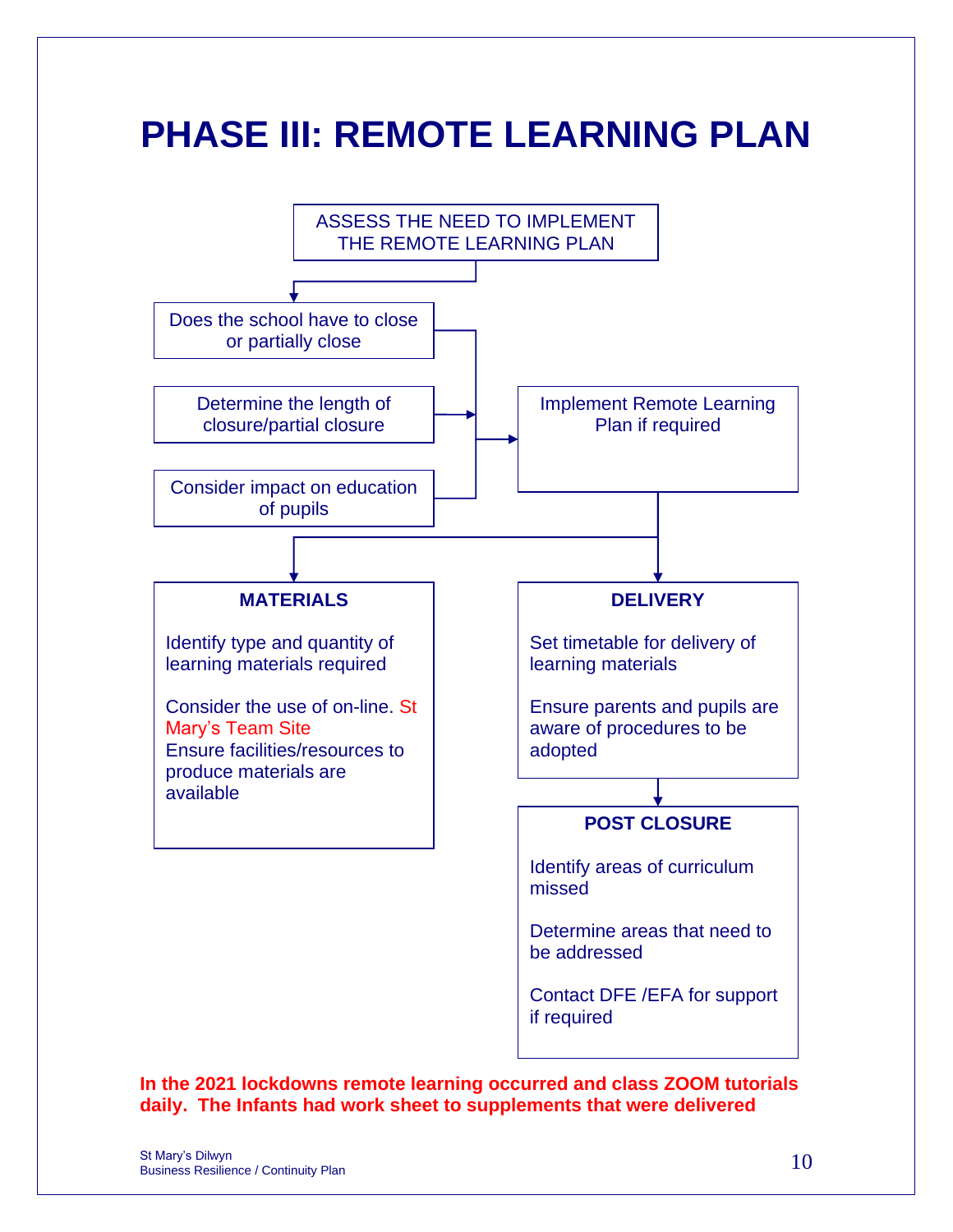# PHASE III: REMOTE LEARNING PLAN

ASSESS THE NEED TO IMPLEMENT THE REMOTE LEARNING PLAN

- Does the school have to close or partially close
- Determine the length of closure/partial closure
- Consider impact on education of pupils

Implement Remote Learning Plan if required

**MATERIALS**

Identify type and quantity of learning materials required

Consider the use of on-line. St Mary's Team Site
Ensure facilities/resources to produce materials are available

**DELIVERY**

Set timetable for delivery of learning materials

Ensure parents and pupils are aware of procedures to be adopted

**POST CLOSURE**

Identify areas of curriculum missed

Determine areas that need to be addressed

Contact DFE /EFA for support if required

**In the 2021 lockdowns remote learning occurred and class ZOOM tutorials daily. The Infants had work sheet to supplements that were delivered**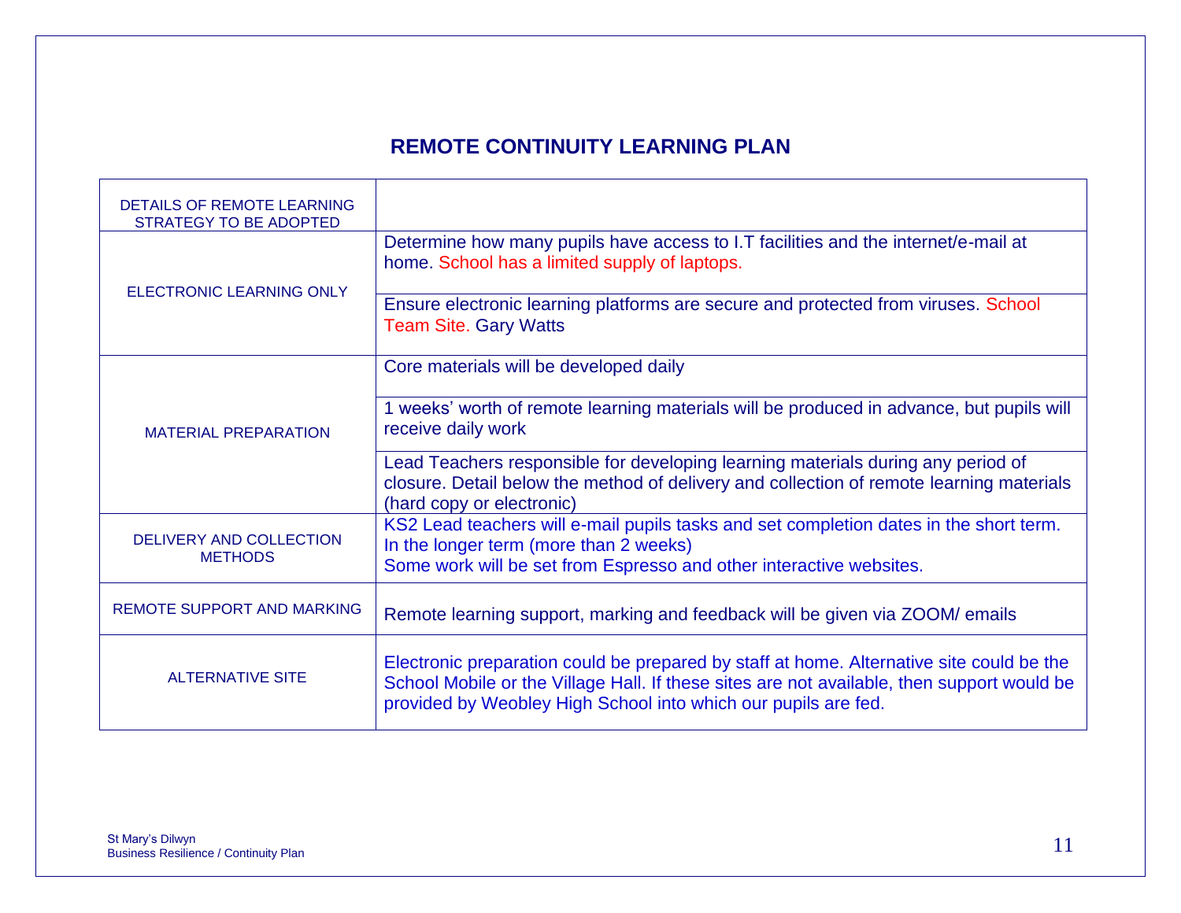## REMOTE CONTINUITY LEARNING PLAN

| DETAILS OF REMOTE LEARNING STRATEGY TO BE ADOPTED | |
|---|---|
| ELECTRONIC LEARNING ONLY | Determine how many pupils have access to I.T facilities and the internet/e-mail at home. School has a limited supply of laptops. |
| | Ensure electronic learning platforms are secure and protected from viruses. School Team Site. Gary Watts |
| MATERIAL PREPARATION | Core materials will be developed daily |
| | 1 weeks' worth of remote learning materials will be produced in advance, but pupils will receive daily work |
| | Lead Teachers responsible for developing learning materials during any period of closure. Detail below the method of delivery and collection of remote learning materials (hard copy or electronic) |
| DELIVERY AND COLLECTION METHODS | KS2 Lead teachers will e-mail pupils tasks and set completion dates in the short term. In the longer term (more than 2 weeks) Some work will be set from Espresso and other interactive websites. |
| REMOTE SUPPORT AND MARKING | Remote learning support, marking and feedback will be given via ZOOM/ emails |
| ALTERNATIVE SITE | Electronic preparation could be prepared by staff at home. Alternative site could be the School Mobile or the Village Hall. If these sites are not available, then support would be provided by Weobley High School into which our pupils are fed. |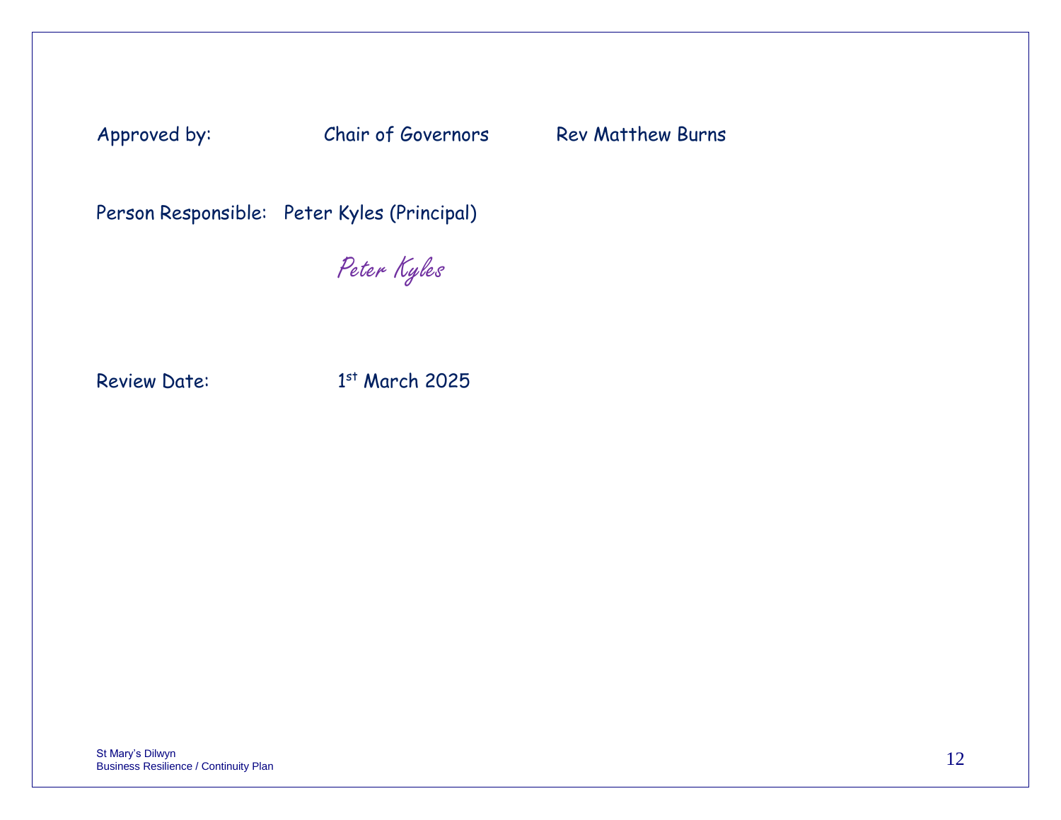Approved by: Chair of Governors Rev Matthew Burns

Person Responsible: Peter Kyles (Principal)

*Peter Kyles*

Review Date: 1st March 2025